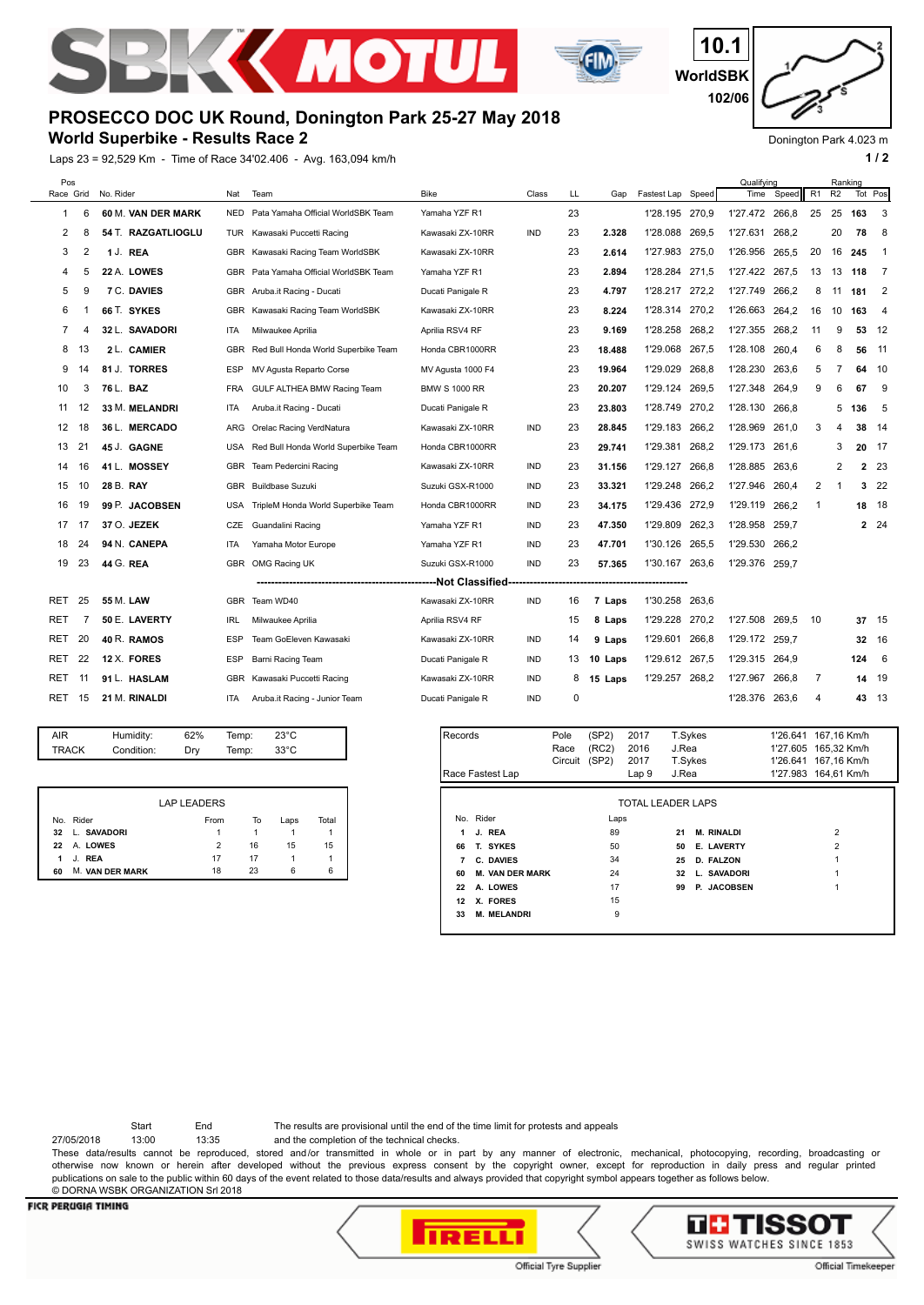SBK MOTUL

10.1
WorldSBK
102/06

# PROSECCO DOC UK Round, Donington Park 25-27 May 2018

## World Superbike - Results Race 2

Donington Park 4.023 m

Laps 23 = 92,529 Km - Time of Race 34'02.406 - Avg. 163,094 km/h

| Pos Race | Pos Grid | No. Rider | Nat | Team | Bike | Class | LL | Gap | Fastest Lap | Speed | Qualifying Time | Qualifying Speed | R1 | R2 | Ranking Tot | Ranking Pos |
|---|---|---|---|---|---|---|---|---|---|---|---|---|---|---|---|---|
| 1 | 6 | 60 M. **VAN DER MARK** | NED | Pata Yamaha Official WorldSBK Team | Yamaha YZF R1 | | 23 | | 1'28.195 | 270,9 | 1'27.472 | 266,8 | 25 | 25 | 163 | 3 |
| 2 | 8 | 54 T. **RAZGATLIOGLU** | TUR | Kawasaki Puccetti Racing | Kawasaki ZX-10RR | IND | 23 | 2.328 | 1'28.088 | 269,5 | 1'27.631 | 268,2 | | 20 | 78 | 8 |
| 3 | 2 | 1 J. **REA** | GBR | Kawasaki Racing Team WorldSBK | Kawasaki ZX-10RR | | 23 | 2.614 | 1'27.983 | 275,0 | 1'26.956 | 265,5 | 20 | 16 | 245 | 1 |
| 4 | 5 | 22 A. **LOWES** | GBR | Pata Yamaha Official WorldSBK Team | Yamaha YZF R1 | | 23 | 2.894 | 1'28.284 | 271,5 | 1'27.422 | 267,5 | 13 | 13 | 118 | 7 |
| 5 | 9 | 7 C. **DAVIES** | GBR | Aruba.it Racing - Ducati | Ducati Panigale R | | 23 | 4.797 | 1'28.217 | 272,2 | 1'27.749 | 266,2 | 8 | 11 | 181 | 2 |
| 6 | 1 | 66 T. **SYKES** | GBR | Kawasaki Racing Team WorldSBK | Kawasaki ZX-10RR | | 23 | 8.224 | 1'28.314 | 270,2 | 1'26.663 | 264,2 | 16 | 10 | 163 | 4 |
| 7 | 4 | 32 L. **SAVADORI** | ITA | Milwaukee Aprilia | Aprilia RSV4 RF | | 23 | 9.169 | 1'28.258 | 268,2 | 1'27.355 | 268,2 | 11 | 9 | 53 | 12 |
| 8 | 13 | 2 L. **CAMIER** | GBR | Red Bull Honda World Superbike Team | Honda CBR1000RR | | 23 | 18.488 | 1'29.068 | 267,5 | 1'28.108 | 260,4 | 6 | 8 | 56 | 11 |
| 9 | 14 | 81 J. **TORRES** | ESP | MV Agusta Reparto Corse | MV Agusta 1000 F4 | | 23 | 19.964 | 1'29.029 | 268,8 | 1'28.230 | 263,6 | 5 | 7 | 64 | 10 |
| 10 | 3 | 76 L. **BAZ** | FRA | GULF ALTHEA BMW Racing Team | BMW S 1000 RR | | 23 | 20.207 | 1'29.124 | 269,5 | 1'27.348 | 264,9 | 9 | 6 | 67 | 9 |
| 11 | 12 | 33 M. **MELANDRI** | ITA | Aruba.it Racing - Ducati | Ducati Panigale R | | 23 | 23.803 | 1'28.749 | 270,2 | 1'28.130 | 266,8 | | 5 | 136 | 5 |
| 12 | 18 | 36 L. **MERCADO** | ARG | Orelac Racing VerdNatura | Kawasaki ZX-10RR | IND | 23 | 28.845 | 1'29.183 | 266,2 | 1'28.969 | 261,0 | 3 | 4 | 38 | 14 |
| 13 | 21 | 45 J. **GAGNE** | USA | Red Bull Honda World Superbike Team | Honda CBR1000RR | | 23 | 29.741 | 1'29.381 | 268,2 | 1'29.173 | 261,6 | | 3 | 20 | 17 |
| 14 | 16 | 41 L. **MOSSEY** | GBR | Team Pedercini Racing | Kawasaki ZX-10RR | IND | 23 | 31.156 | 1'29.127 | 266,8 | 1'28.885 | 263,6 | | 2 | 2 | 23 |
| 15 | 10 | 28 B. **RAY** | GBR | Buildbase Suzuki | Suzuki GSX-R1000 | IND | 23 | 33.321 | 1'29.248 | 266,2 | 1'27.946 | 260,4 | 2 | 1 | 3 | 22 |
| 16 | 19 | 99 P. **JACOBSEN** | USA | TripleM Honda World Superbike Team | Honda CBR1000RR | IND | 23 | 34.175 | 1'29.436 | 272,9 | 1'29.119 | 266,2 | 1 | | 18 | 18 |
| 17 | 17 | 37 O. **JEZEK** | CZE | Guandalini Racing | Yamaha YZF R1 | IND | 23 | 47.350 | 1'29.809 | 262,3 | 1'28.958 | 259,7 | | | 2 | 24 |
| 18 | 24 | 94 N. **CANEPA** | ITA | Yamaha Motor Europe | Yamaha YZF R1 | IND | 23 | 47.701 | 1'30.126 | 265,5 | 1'29.530 | 266,2 | | | | |
| 19 | 23 | 44 G. **REA** | GBR | OMG Racing UK | Suzuki GSX-R1000 | IND | 23 | 57.365 | 1'30.167 | 263,6 | 1'29.376 | 259,7 | | | | |
| | | **Not Classified** | | | | | | | | | | | | | | |
| RET | 25 | 55 M. **LAW** | GBR | Team WD40 | Kawasaki ZX-10RR | IND | 16 | 7 Laps | 1'30.258 | 263,6 | | | | | | |
| RET | 7 | 50 E. **LAVERTY** | IRL | Milwaukee Aprilia | Aprilia RSV4 RF | | 15 | 8 Laps | 1'29.228 | 270,2 | 1'27.508 | 269,5 | 10 | | 37 | 15 |
| RET | 20 | 40 R. **RAMOS** | ESP | Team GoEleven Kawasaki | Kawasaki ZX-10RR | IND | 14 | 9 Laps | 1'29.601 | 266,8 | 1'29.172 | 259,7 | | | 32 | 16 |
| RET | 22 | 12 X. **FORES** | ESP | Barni Racing Team | Ducati Panigale R | IND | 13 | 10 Laps | 1'29.612 | 267,5 | 1'29.315 | 264,9 | | | 124 | 6 |
| RET | 11 | 91 L. **HASLAM** | GBR | Kawasaki Puccetti Racing | Kawasaki ZX-10RR | IND | 8 | 15 Laps | 1'29.257 | 268,2 | 1'27.967 | 266,8 | 7 | | 14 | 19 |
| RET | 15 | 21 M. **RINALDI** | ITA | Aruba.it Racing - Junior Team | Ducati Panigale R | IND | 0 | | | | 1'28.376 | 263,6 | 4 | | 43 | 13 |

| | | | | |
|---|---|---|---|---|
| AIR | Humidity: | 62% | Temp: | 23°C |
| TRACK | Condition: | Dry | Temp: | 33°C |

| Records | | | | | | |
|---|---|---|---|---|---|---|
| | Pole | (SP2) | 2017 | T.Sykes | 1'26.641 | 167,16 Km/h |
| | Race | (RC2) | 2016 | J.Rea | 1'27.605 | 165,32 Km/h |
| | Circuit | (SP2) | 2017 | T.Sykes | 1'26.641 | 167,16 Km/h |
| Race Fastest Lap | | | Lap 9 | J.Rea | 1'27.983 | 164,61 Km/h |

**LAP LEADERS**

| No. | Rider | From | To | Laps | Total |
|---|---|---|---|---|---|
| 32 | L. **SAVADORI** | 1 | 1 | 1 | 1 |
| 22 | A. **LOWES** | 2 | 16 | 15 | 15 |
| 1 | J. **REA** | 17 | 17 | 1 | 1 |
| 60 | M. **VAN DER MARK** | 18 | 23 | 6 | 6 |

**TOTAL LEADER LAPS**

| No. | Rider | Laps | No. | Rider | Laps |
|---|---|---|---|---|---|
| 1 | **J. REA** | 89 | 21 | **M. RINALDI** | 2 |
| 66 | **T. SYKES** | 50 | 50 | **E. LAVERTY** | 2 |
| 7 | **C. DAVIES** | 34 | 25 | **D. FALZON** | 1 |
| 60 | **M. VAN DER MARK** | 24 | 32 | **L. SAVADORI** | 1 |
| 22 | **A. LOWES** | 17 | 99 | **P. JACOBSEN** | 1 |
| 12 | **X. FORES** | 15 | | | |
| 33 | **M. MELANDRI** | 9 | | | |

| | Start | End |
|---|---|---|
| 27/05/2018 | 13:00 | 13:35 |

The results are provisional until the end of the time limit for protests and appeals and the completion of the technical checks.

These data/results cannot be reproduced, stored and/or transmitted in whole or in part by any manner of electronic, mechanical, photocopying, recording, broadcasting or otherwise now known or herein after developed without the previous express consent by the copyright owner, except for reproduction in daily press and regular printed publications on sale to the public within 60 days of the event related to those data/results and always provided that copyright symbol appears together as follows below.

© DORNA WSBK ORGANIZATION Srl 2018

FICR PERUGIA TIMING

PIRELLI — Official Tyre Supplier

TISSOT SWISS WATCHES SINCE 1853 — Official Timekeeper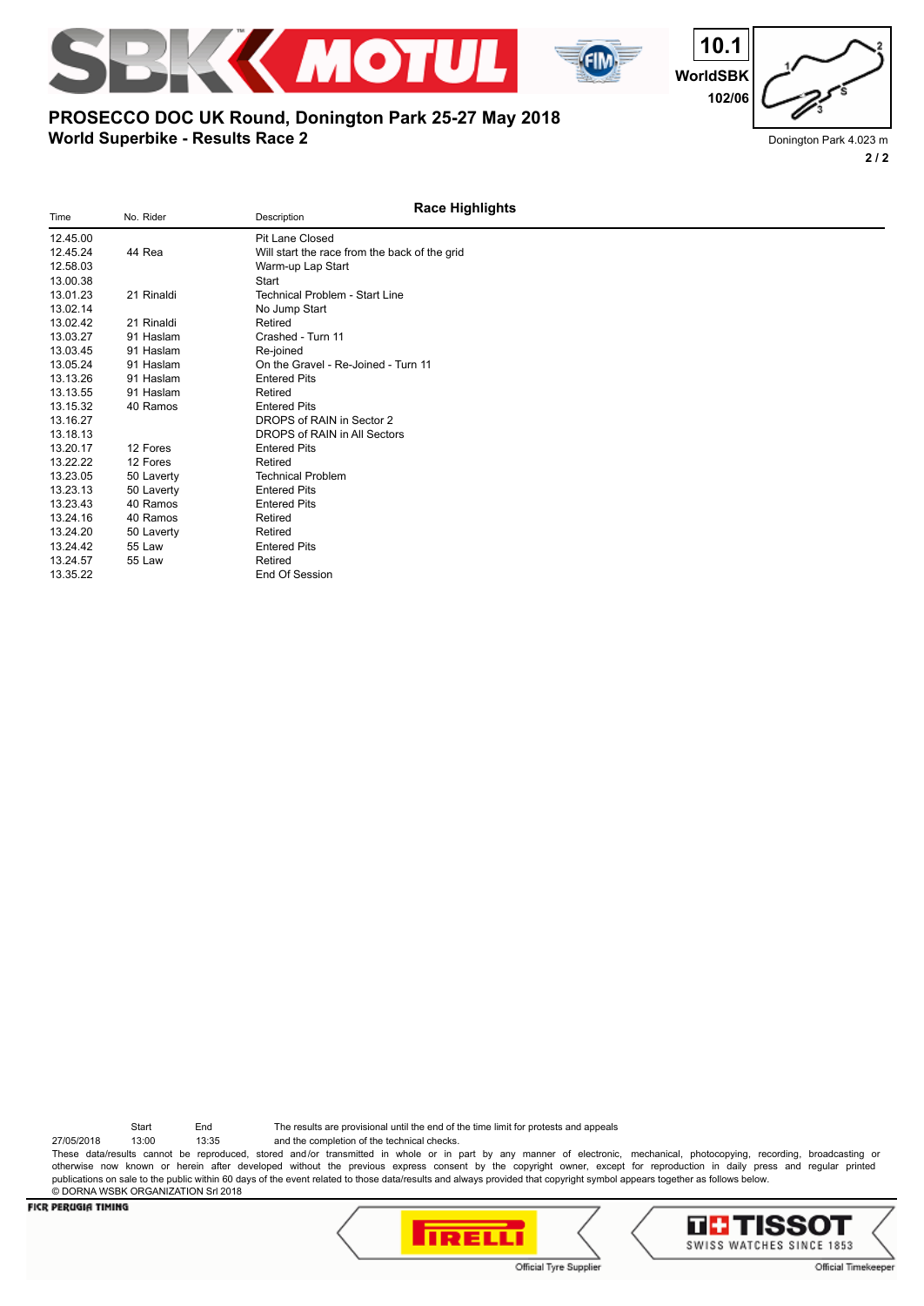# PROSECCO DOC UK Round, Donington Park 25-27 May 2018

## World Superbike - Results Race 2

10.1
WorldSBK
102/06

Donington Park 4.023 m

### Race Highlights

| Time | No. Rider | Description |
|---|---|---|
| 12.45.00 | | Pit Lane Closed |
| 12.45.24 | 44 Rea | Will start the race from the back of the grid |
| 12.58.03 | | Warm-up Lap Start |
| 13.00.38 | | Start |
| 13.01.23 | 21 Rinaldi | Technical Problem - Start Line |
| 13.02.14 | | No Jump Start |
| 13.02.42 | 21 Rinaldi | Retired |
| 13.03.27 | 91 Haslam | Crashed - Turn 11 |
| 13.03.45 | 91 Haslam | Re-joined |
| 13.05.24 | 91 Haslam | On the Gravel - Re-Joined - Turn 11 |
| 13.13.26 | 91 Haslam | Entered Pits |
| 13.13.55 | 91 Haslam | Retired |
| 13.15.32 | 40 Ramos | Entered Pits |
| 13.16.27 | | DROPS of RAIN in Sector 2 |
| 13.18.13 | | DROPS of RAIN in All Sectors |
| 13.20.17 | 12 Fores | Entered Pits |
| 13.22.22 | 12 Fores | Retired |
| 13.23.05 | 50 Laverty | Technical Problem |
| 13.23.13 | 50 Laverty | Entered Pits |
| 13.23.43 | 40 Ramos | Entered Pits |
| 13.24.16 | 40 Ramos | Retired |
| 13.24.20 | 50 Laverty | Retired |
| 13.24.42 | 55 Law | Entered Pits |
| 13.24.57 | 55 Law | Retired |
| 13.35.22 | | End Of Session |

| | Start | End |
|---|---|---|
| 27/05/2018 | 13:00 | 13:35 |

The results are provisional until the end of the time limit for protests and appeals and the completion of the technical checks.

These data/results cannot be reproduced, stored and/or transmitted in whole or in part by any manner of electronic, mechanical, photocopying, recording, broadcasting or otherwise now known or herein after developed without the previous express consent by the copyright owner, except for reproduction in daily press and regular printed publications on sale to the public within 60 days of the event related to those data/results and always provided that copyright symbol appears together as follows below.

© DORNA WSBK ORGANIZATION Srl 2018

FICR PERUGIA TIMING

Official Tyre Supplier

Official Timekeeper